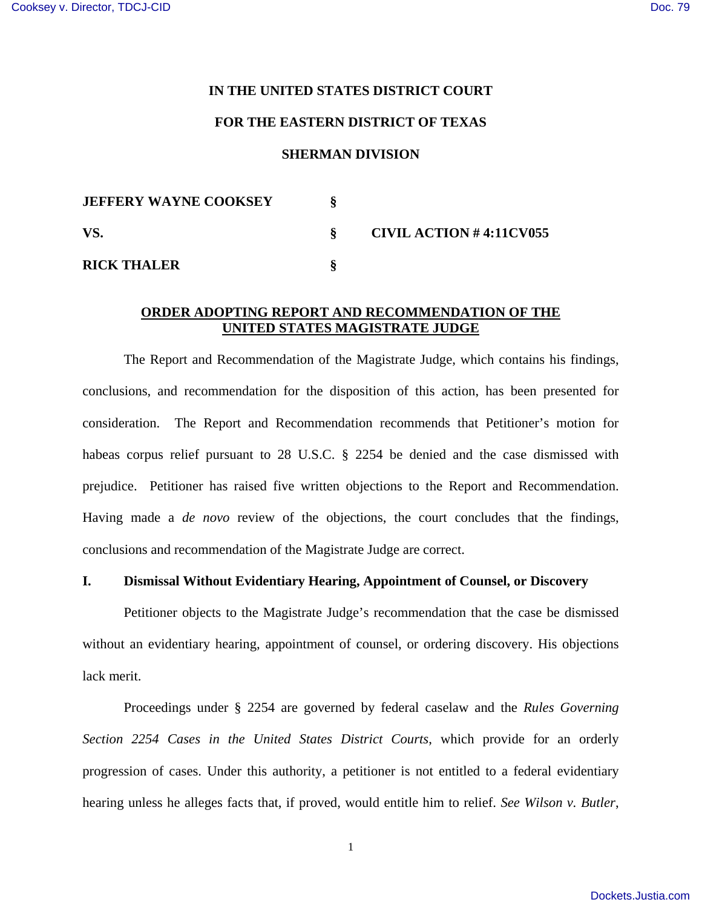**IN THE UNITED STATES DISTRICT COURT**

**FOR THE EASTERN DISTRICT OF TEXAS**

**SHERMAN DIVISION**

| | | |
|---|---|---|
| **JEFFERY WAYNE COOKSEY** | **§** | |
| **VS.** | **§** | **CIVIL ACTION # 4:11CV055** |
| **RICK THALER** | **§** | |

**ORDER ADOPTING REPORT AND RECOMMENDATION OF THE UNITED STATES MAGISTRATE JUDGE**

The Report and Recommendation of the Magistrate Judge, which contains his findings, conclusions, and recommendation for the disposition of this action, has been presented for consideration. The Report and Recommendation recommends that Petitioner's motion for habeas corpus relief pursuant to 28 U.S.C. § 2254 be denied and the case dismissed with prejudice. Petitioner has raised five written objections to the Report and Recommendation. Having made a *de novo* review of the objections, the court concludes that the findings, conclusions and recommendation of the Magistrate Judge are correct.

## I. Dismissal Without Evidentiary Hearing, Appointment of Counsel, or Discovery

Petitioner objects to the Magistrate Judge's recommendation that the case be dismissed without an evidentiary hearing, appointment of counsel, or ordering discovery. His objections lack merit.

Proceedings under § 2254 are governed by federal caselaw and the *Rules Governing Section 2254 Cases in the United States District Courts*, which provide for an orderly progression of cases. Under this authority, a petitioner is not entitled to a federal evidentiary hearing unless he alleges facts that, if proved, would entitle him to relief. *See Wilson v. Butler*,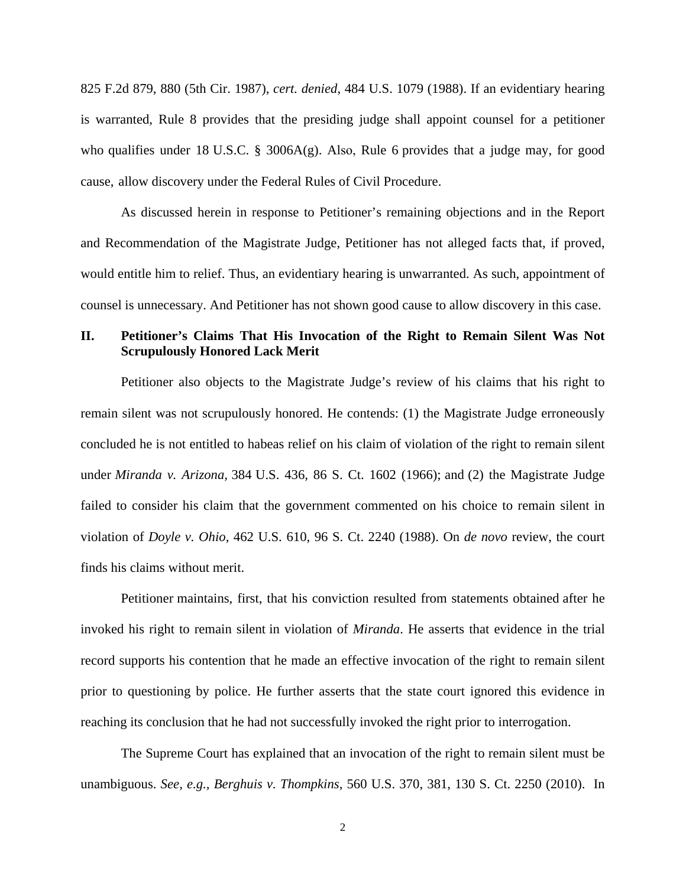825 F.2d 879, 880 (5th Cir. 1987), *cert. denied*, 484 U.S. 1079 (1988). If an evidentiary hearing is warranted, Rule 8 provides that the presiding judge shall appoint counsel for a petitioner who qualifies under 18 U.S.C. § 3006A(g). Also, Rule 6 provides that a judge may, for good cause, allow discovery under the Federal Rules of Civil Procedure.

As discussed herein in response to Petitioner's remaining objections and in the Report and Recommendation of the Magistrate Judge, Petitioner has not alleged facts that, if proved, would entitle him to relief. Thus, an evidentiary hearing is unwarranted. As such, appointment of counsel is unnecessary. And Petitioner has not shown good cause to allow discovery in this case.

## II. Petitioner's Claims That His Invocation of the Right to Remain Silent Was Not Scrupulously Honored Lack Merit

Petitioner also objects to the Magistrate Judge's review of his claims that his right to remain silent was not scrupulously honored. He contends: (1) the Magistrate Judge erroneously concluded he is not entitled to habeas relief on his claim of violation of the right to remain silent under *Miranda v. Arizona*, 384 U.S. 436, 86 S. Ct. 1602 (1966); and (2) the Magistrate Judge failed to consider his claim that the government commented on his choice to remain silent in violation of *Doyle v. Ohio*, 462 U.S. 610, 96 S. Ct. 2240 (1988). On *de novo* review, the court finds his claims without merit.

Petitioner maintains, first, that his conviction resulted from statements obtained after he invoked his right to remain silent in violation of *Miranda*. He asserts that evidence in the trial record supports his contention that he made an effective invocation of the right to remain silent prior to questioning by police. He further asserts that the state court ignored this evidence in reaching its conclusion that he had not successfully invoked the right prior to interrogation.

The Supreme Court has explained that an invocation of the right to remain silent must be unambiguous. *See, e.g., Berghuis v. Thompkins*, 560 U.S. 370, 381, 130 S. Ct. 2250 (2010). In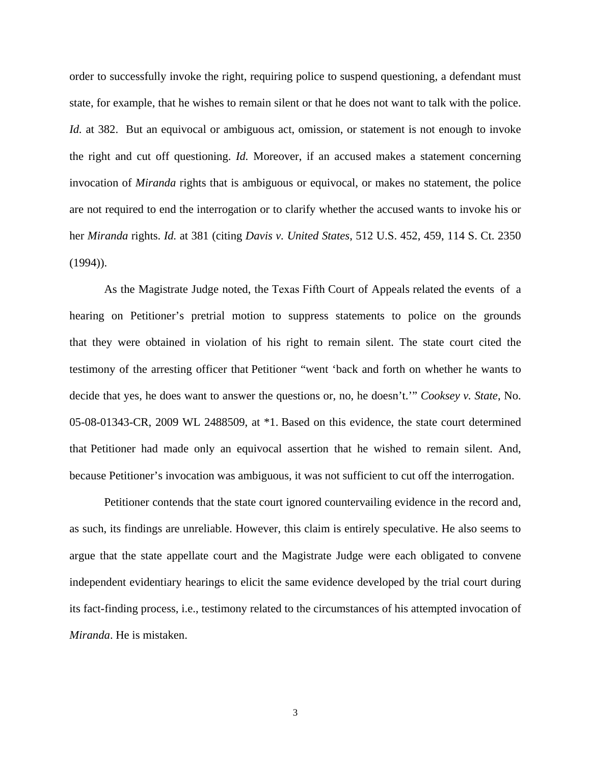order to successfully invoke the right, requiring police to suspend questioning, a defendant must state, for example, that he wishes to remain silent or that he does not want to talk with the police. *Id.* at 382. But an equivocal or ambiguous act, omission, or statement is not enough to invoke the right and cut off questioning. *Id.* Moreover, if an accused makes a statement concerning invocation of *Miranda* rights that is ambiguous or equivocal, or makes no statement, the police are not required to end the interrogation or to clarify whether the accused wants to invoke his or her *Miranda* rights. *Id.* at 381 (citing *Davis v. United States*, 512 U.S. 452, 459, 114 S. Ct. 2350 (1994)).

As the Magistrate Judge noted, the Texas Fifth Court of Appeals related the events of a hearing on Petitioner's pretrial motion to suppress statements to police on the grounds that they were obtained in violation of his right to remain silent. The state court cited the testimony of the arresting officer that Petitioner "went 'back and forth on whether he wants to decide that yes, he does want to answer the questions or, no, he doesn't.'" *Cooksey v. State*, No. 05-08-01343-CR, 2009 WL 2488509, at *1. Based on this evidence, the state court determined that Petitioner had made only an equivocal assertion that he wished to remain silent. And, because Petitioner's invocation was ambiguous, it was not sufficient to cut off the interrogation.

Petitioner contends that the state court ignored countervailing evidence in the record and, as such, its findings are unreliable. However, this claim is entirely speculative. He also seems to argue that the state appellate court and the Magistrate Judge were each obligated to convene independent evidentiary hearings to elicit the same evidence developed by the trial court during its fact-finding process, i.e., testimony related to the circumstances of his attempted invocation of *Miranda*. He is mistaken.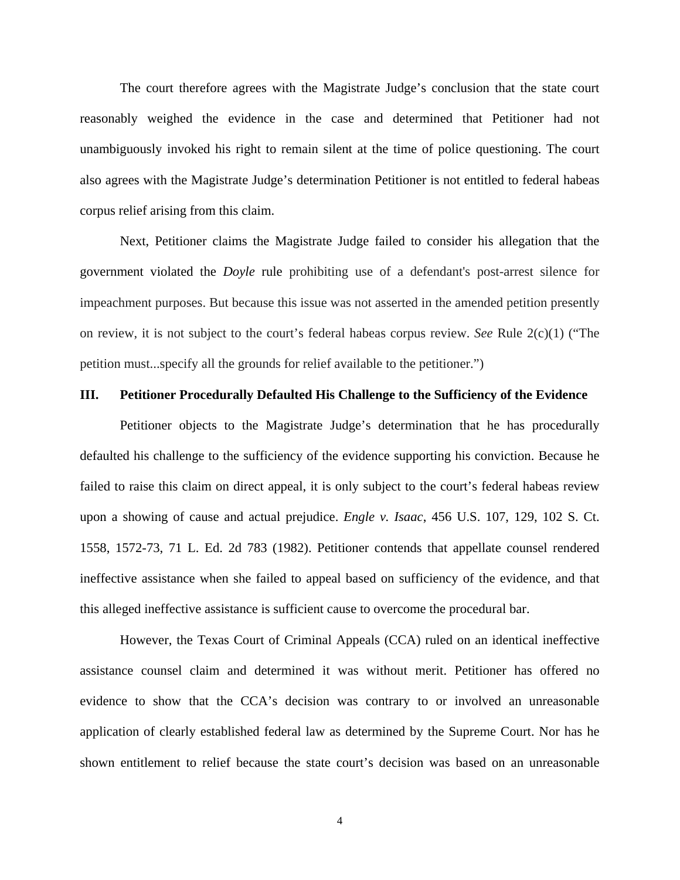The court therefore agrees with the Magistrate Judge's conclusion that the state court reasonably weighed the evidence in the case and determined that Petitioner had not unambiguously invoked his right to remain silent at the time of police questioning. The court also agrees with the Magistrate Judge's determination Petitioner is not entitled to federal habeas corpus relief arising from this claim.

Next, Petitioner claims the Magistrate Judge failed to consider his allegation that the government violated the *Doyle* rule prohibiting use of a defendant's post-arrest silence for impeachment purposes. But because this issue was not asserted in the amended petition presently on review, it is not subject to the court's federal habeas corpus review. *See* Rule 2(c)(1) ("The petition must...specify all the grounds for relief available to the petitioner.")

## III. Petitioner Procedurally Defaulted His Challenge to the Sufficiency of the Evidence

Petitioner objects to the Magistrate Judge's determination that he has procedurally defaulted his challenge to the sufficiency of the evidence supporting his conviction. Because he failed to raise this claim on direct appeal, it is only subject to the court's federal habeas review upon a showing of cause and actual prejudice. *Engle v. Isaac*, 456 U.S. 107, 129, 102 S. Ct. 1558, 1572-73, 71 L. Ed. 2d 783 (1982). Petitioner contends that appellate counsel rendered ineffective assistance when she failed to appeal based on sufficiency of the evidence, and that this alleged ineffective assistance is sufficient cause to overcome the procedural bar.

However, the Texas Court of Criminal Appeals (CCA) ruled on an identical ineffective assistance counsel claim and determined it was without merit. Petitioner has offered no evidence to show that the CCA's decision was contrary to or involved an unreasonable application of clearly established federal law as determined by the Supreme Court. Nor has he shown entitlement to relief because the state court's decision was based on an unreasonable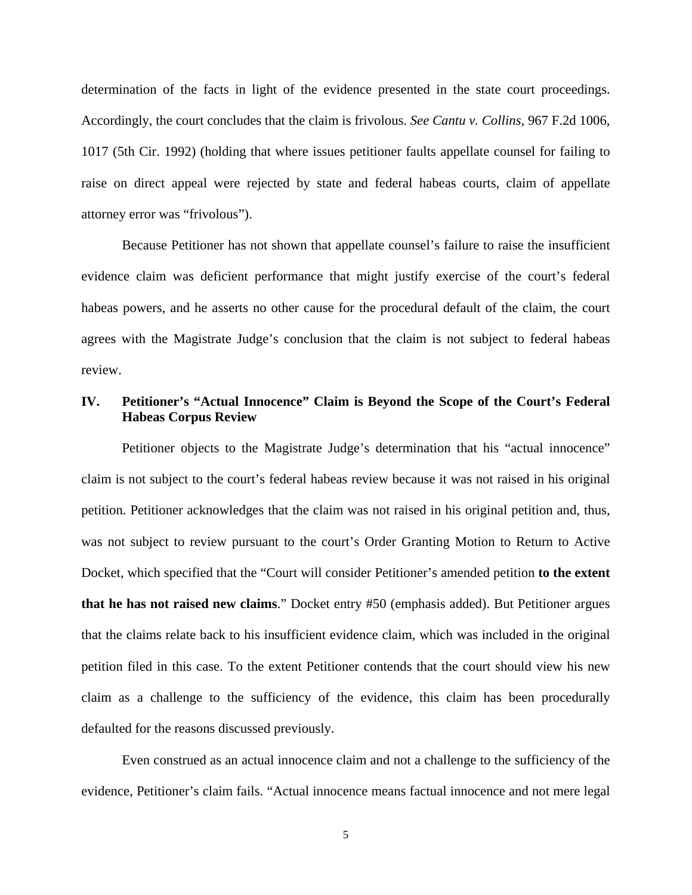determination of the facts in light of the evidence presented in the state court proceedings. Accordingly, the court concludes that the claim is frivolous. *See Cantu v. Collins,* 967 F.2d 1006, 1017 (5th Cir. 1992) (holding that where issues petitioner faults appellate counsel for failing to raise on direct appeal were rejected by state and federal habeas courts, claim of appellate attorney error was "frivolous").

Because Petitioner has not shown that appellate counsel's failure to raise the insufficient evidence claim was deficient performance that might justify exercise of the court's federal habeas powers, and he asserts no other cause for the procedural default of the claim, the court agrees with the Magistrate Judge's conclusion that the claim is not subject to federal habeas review.

## IV. Petitioner's "Actual Innocence" Claim is Beyond the Scope of the Court's Federal Habeas Corpus Review

Petitioner objects to the Magistrate Judge's determination that his "actual innocence" claim is not subject to the court's federal habeas review because it was not raised in his original petition. Petitioner acknowledges that the claim was not raised in his original petition and, thus, was not subject to review pursuant to the court's Order Granting Motion to Return to Active Docket, which specified that the "Court will consider Petitioner's amended petition **to the extent that he has not raised new claims**." Docket entry #50 (emphasis added). But Petitioner argues that the claims relate back to his insufficient evidence claim, which was included in the original petition filed in this case. To the extent Petitioner contends that the court should view his new claim as a challenge to the sufficiency of the evidence, this claim has been procedurally defaulted for the reasons discussed previously.

Even construed as an actual innocence claim and not a challenge to the sufficiency of the evidence, Petitioner's claim fails. "Actual innocence means factual innocence and not mere legal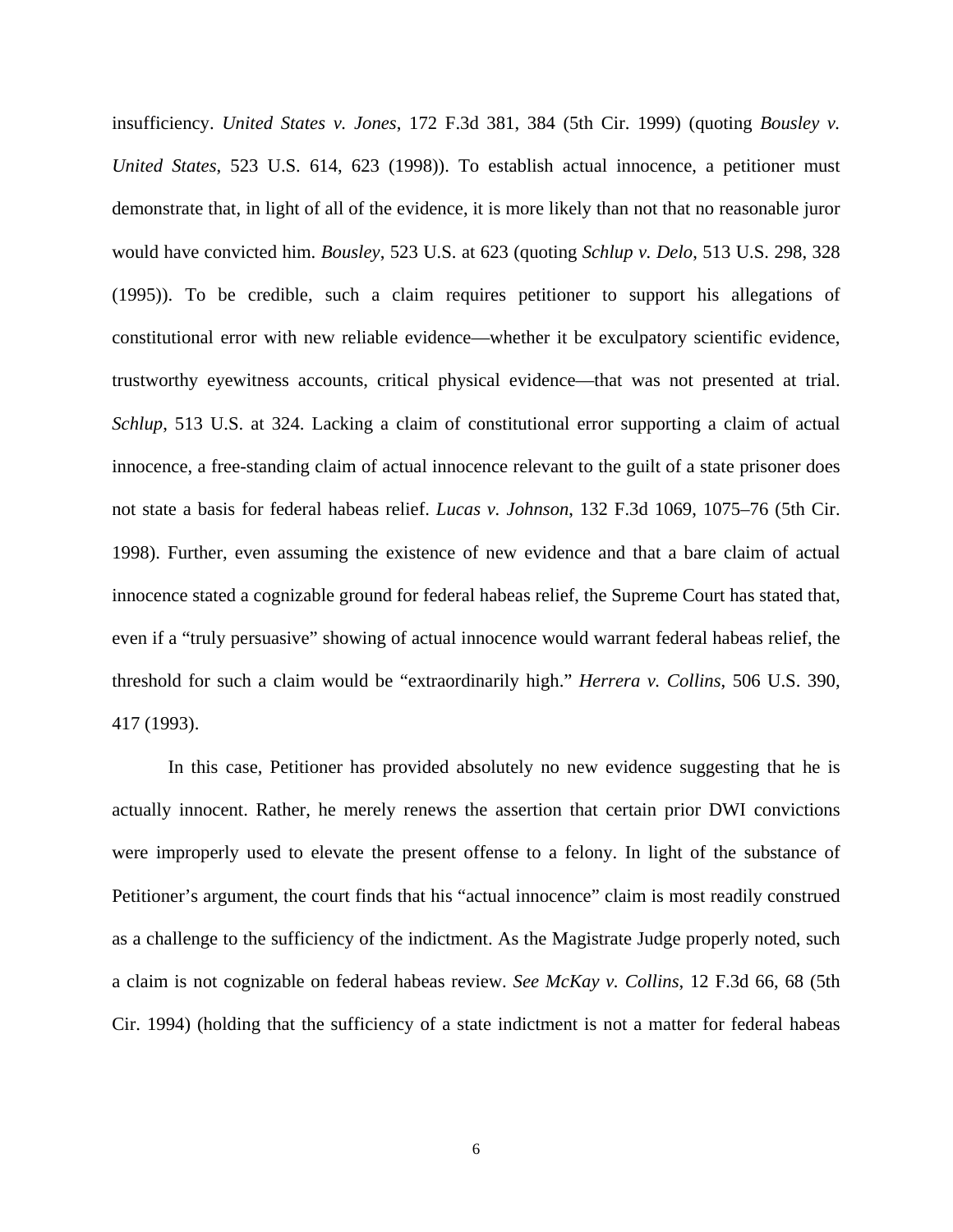insufficiency. *United States v. Jones*, 172 F.3d 381, 384 (5th Cir. 1999) (quoting *Bousley v. United States*, 523 U.S. 614, 623 (1998)). To establish actual innocence, a petitioner must demonstrate that, in light of all of the evidence, it is more likely than not that no reasonable juror would have convicted him. *Bousley*, 523 U.S. at 623 (quoting *Schlup v. Delo*, 513 U.S. 298, 328 (1995)). To be credible, such a claim requires petitioner to support his allegations of constitutional error with new reliable evidence—whether it be exculpatory scientific evidence, trustworthy eyewitness accounts, critical physical evidence—that was not presented at trial. *Schlup*, 513 U.S. at 324. Lacking a claim of constitutional error supporting a claim of actual innocence, a free-standing claim of actual innocence relevant to the guilt of a state prisoner does not state a basis for federal habeas relief. *Lucas v. Johnson*, 132 F.3d 1069, 1075–76 (5th Cir. 1998). Further, even assuming the existence of new evidence and that a bare claim of actual innocence stated a cognizable ground for federal habeas relief, the Supreme Court has stated that, even if a "truly persuasive" showing of actual innocence would warrant federal habeas relief, the threshold for such a claim would be "extraordinarily high." *Herrera v. Collins*, 506 U.S. 390, 417 (1993).

In this case, Petitioner has provided absolutely no new evidence suggesting that he is actually innocent. Rather, he merely renews the assertion that certain prior DWI convictions were improperly used to elevate the present offense to a felony. In light of the substance of Petitioner's argument, the court finds that his "actual innocence" claim is most readily construed as a challenge to the sufficiency of the indictment. As the Magistrate Judge properly noted, such a claim is not cognizable on federal habeas review. *See McKay v. Collins*, 12 F.3d 66, 68 (5th Cir. 1994) (holding that the sufficiency of a state indictment is not a matter for federal habeas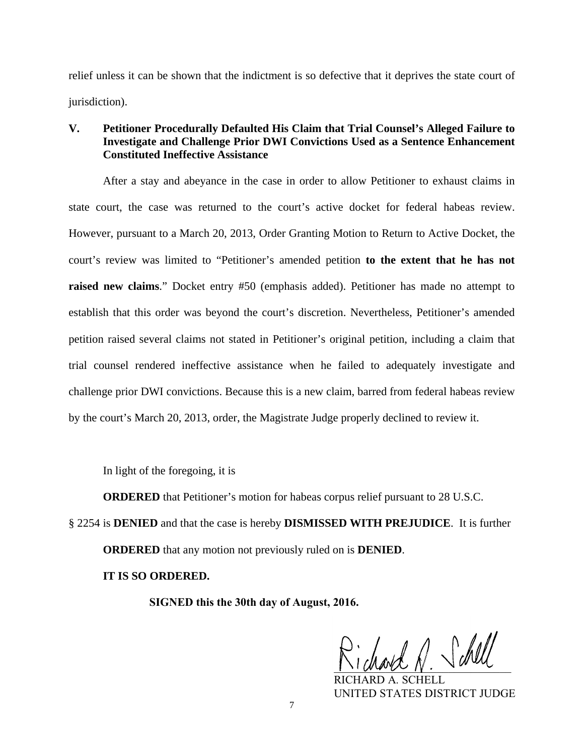relief unless it can be shown that the indictment is so defective that it deprives the state court of jurisdiction).

### V. Petitioner Procedurally Defaulted His Claim that Trial Counsel's Alleged Failure to Investigate and Challenge Prior DWI Convictions Used as a Sentence Enhancement Constituted Ineffective Assistance

After a stay and abeyance in the case in order to allow Petitioner to exhaust claims in state court, the case was returned to the court's active docket for federal habeas review. However, pursuant to a March 20, 2013, Order Granting Motion to Return to Active Docket, the court's review was limited to "Petitioner's amended petition **to the extent that he has not raised new claims**." Docket entry #50 (emphasis added). Petitioner has made no attempt to establish that this order was beyond the court's discretion. Nevertheless, Petitioner's amended petition raised several claims not stated in Petitioner's original petition, including a claim that trial counsel rendered ineffective assistance when he failed to adequately investigate and challenge prior DWI convictions. Because this is a new claim, barred from federal habeas review by the court's March 20, 2013, order, the Magistrate Judge properly declined to review it.

In light of the foregoing, it is

**ORDERED** that Petitioner's motion for habeas corpus relief pursuant to 28 U.S.C. § 2254 is **DENIED** and that the case is hereby **DISMISSED WITH PREJUDICE**. It is further

**ORDERED** that any motion not previously ruled on is **DENIED**.

**IT IS SO ORDERED.**

**SIGNED this the 30th day of August, 2016.**

RICHARD A. SCHELL
UNITED STATES DISTRICT JUDGE